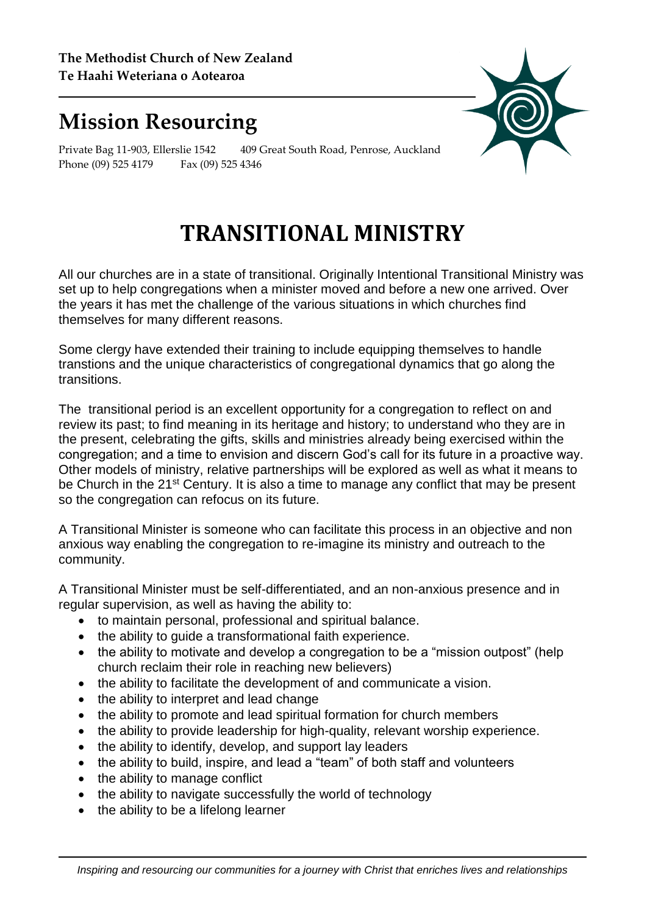**The Methodist Church of New Zealand**
**Te Haahi Weteriana o Aotearoa**

# Mission Resourcing

Private Bag 11-903, Ellerslie 1542 409 Great South Road, Penrose, Auckland
Phone (09) 525 4179 Fax (09) 525 4346

# TRANSITIONAL MINISTRY

All our churches are in a state of transitional. Originally Intentional Transitional Ministry was set up to help congregations when a minister moved and before a new one arrived. Over the years it has met the challenge of the various situations in which churches find themselves for many different reasons.

Some clergy have extended their training to include equipping themselves to handle transtions and the unique characteristics of congregational dynamics that go along the transitions.

The transitional period is an excellent opportunity for a congregation to reflect on and review its past; to find meaning in its heritage and history; to understand who they are in the present, celebrating the gifts, skills and ministries already being exercised within the congregation; and a time to envision and discern God's call for its future in a proactive way. Other models of ministry, relative partnerships will be explored as well as what it means to be Church in the 21st Century. It is also a time to manage any conflict that may be present so the congregation can refocus on its future.

A Transitional Minister is someone who can facilitate this process in an objective and non anxious way enabling the congregation to re-imagine its ministry and outreach to the community.

A Transitional Minister must be self-differentiated, and an non-anxious presence and in regular supervision, as well as having the ability to:

- to maintain personal, professional and spiritual balance.
- the ability to guide a transformational faith experience.
- the ability to motivate and develop a congregation to be a "mission outpost" (help church reclaim their role in reaching new believers)
- the ability to facilitate the development of and communicate a vision.
- the ability to interpret and lead change
- the ability to promote and lead spiritual formation for church members
- the ability to provide leadership for high-quality, relevant worship experience.
- the ability to identify, develop, and support lay leaders
- the ability to build, inspire, and lead a "team" of both staff and volunteers
- the ability to manage conflict
- the ability to navigate successfully the world of technology
- the ability to be a lifelong learner

*Inspiring and resourcing our communities for a journey with Christ that enriches lives and relationships*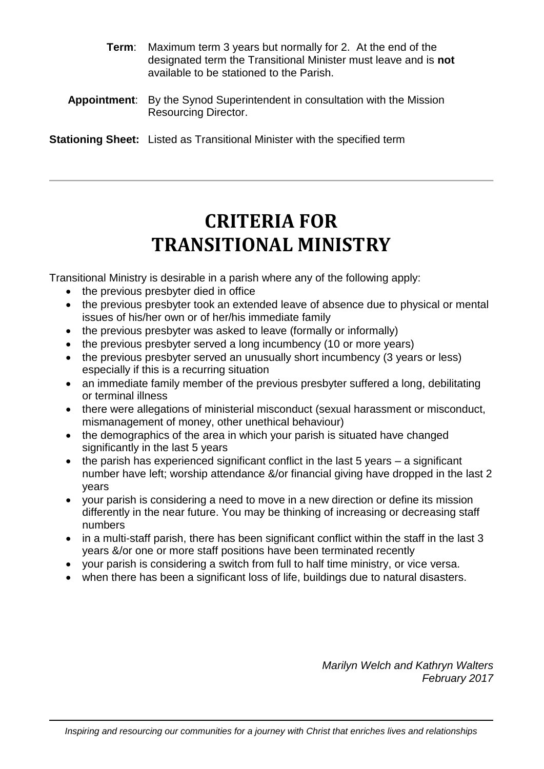**Term**: Maximum term 3 years but normally for 2. At the end of the designated term the Transitional Minister must leave and is **not** available to be stationed to the Parish.

**Appointment**: By the Synod Superintendent in consultation with the Mission Resourcing Director.

**Stationing Sheet:** Listed as Transitional Minister with the specified term

---

# CRITERIA FOR TRANSITIONAL MINISTRY

Transitional Ministry is desirable in a parish where any of the following apply:

- the previous presbyter died in office
- the previous presbyter took an extended leave of absence due to physical or mental issues of his/her own or of her/his immediate family
- the previous presbyter was asked to leave (formally or informally)
- the previous presbyter served a long incumbency (10 or more years)
- the previous presbyter served an unusually short incumbency (3 years or less) especially if this is a recurring situation
- an immediate family member of the previous presbyter suffered a long, debilitating or terminal illness
- there were allegations of ministerial misconduct (sexual harassment or misconduct, mismanagement of money, other unethical behaviour)
- the demographics of the area in which your parish is situated have changed significantly in the last 5 years
- the parish has experienced significant conflict in the last 5 years – a significant number have left; worship attendance &/or financial giving have dropped in the last 2 years
- your parish is considering a need to move in a new direction or define its mission differently in the near future. You may be thinking of increasing or decreasing staff numbers
- in a multi-staff parish, there has been significant conflict within the staff in the last 3 years &/or one or more staff positions have been terminated recently
- your parish is considering a switch from full to half time ministry, or vice versa.
- when there has been a significant loss of life, buildings due to natural disasters.

*Marilyn Welch and Kathryn Walters*
*February 2017*

*Inspiring and resourcing our communities for a journey with Christ that enriches lives and relationships*